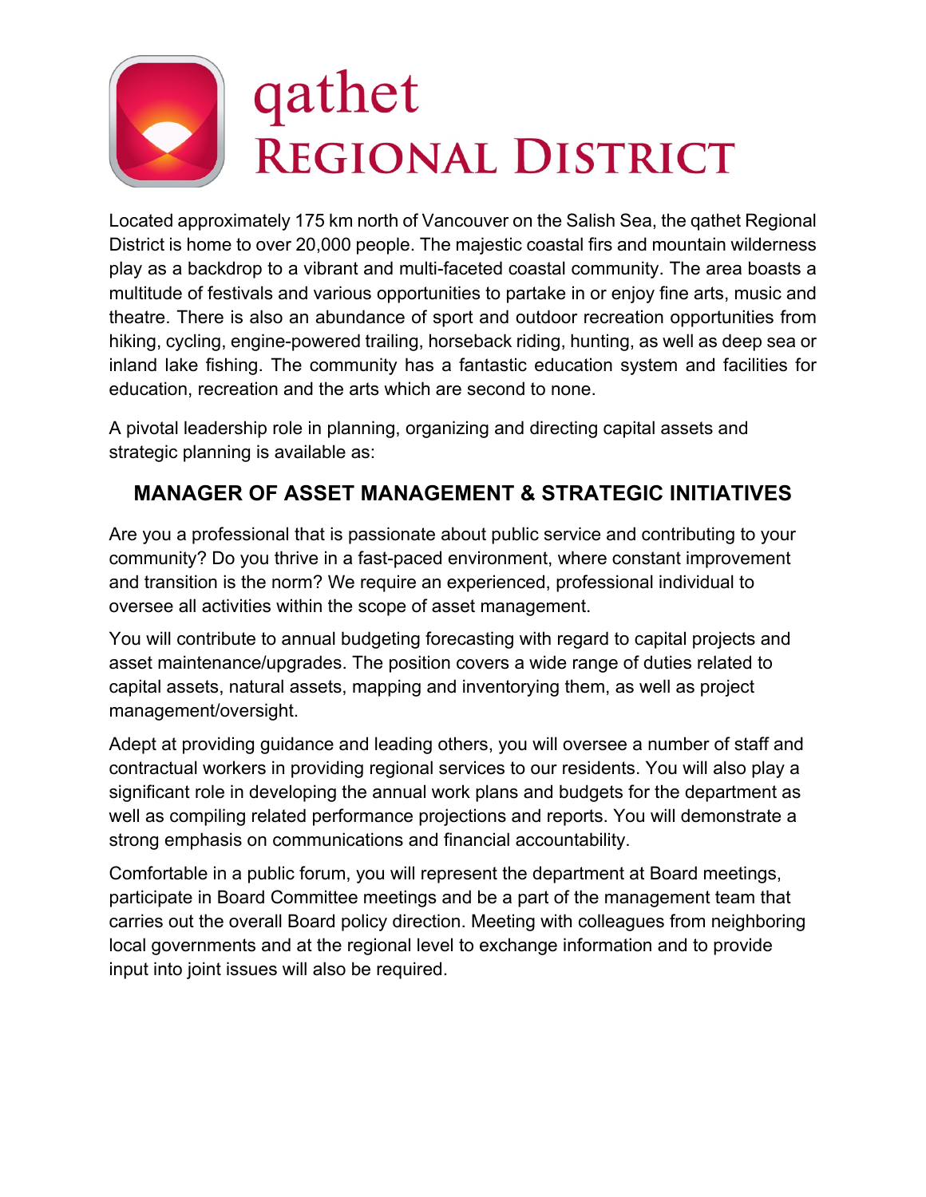# qathet
# REGIONAL DISTRICT

Located approximately 175 km north of Vancouver on the Salish Sea, the qathet Regional District is home to over 20,000 people. The majestic coastal firs and mountain wilderness play as a backdrop to a vibrant and multi-faceted coastal community. The area boasts a multitude of festivals and various opportunities to partake in or enjoy fine arts, music and theatre. There is also an abundance of sport and outdoor recreation opportunities from hiking, cycling, engine-powered trailing, horseback riding, hunting, as well as deep sea or inland lake fishing. The community has a fantastic education system and facilities for education, recreation and the arts which are second to none.

A pivotal leadership role in planning, organizing and directing capital assets and strategic planning is available as:

## MANAGER OF ASSET MANAGEMENT & STRATEGIC INITIATIVES

Are you a professional that is passionate about public service and contributing to your community? Do you thrive in a fast-paced environment, where constant improvement and transition is the norm? We require an experienced, professional individual to oversee all activities within the scope of asset management.

You will contribute to annual budgeting forecasting with regard to capital projects and asset maintenance/upgrades. The position covers a wide range of duties related to capital assets, natural assets, mapping and inventorying them, as well as project management/oversight.

Adept at providing guidance and leading others, you will oversee a number of staff and contractual workers in providing regional services to our residents. You will also play a significant role in developing the annual work plans and budgets for the department as well as compiling related performance projections and reports. You will demonstrate a strong emphasis on communications and financial accountability.

Comfortable in a public forum, you will represent the department at Board meetings, participate in Board Committee meetings and be a part of the management team that carries out the overall Board policy direction. Meeting with colleagues from neighboring local governments and at the regional level to exchange information and to provide input into joint issues will also be required.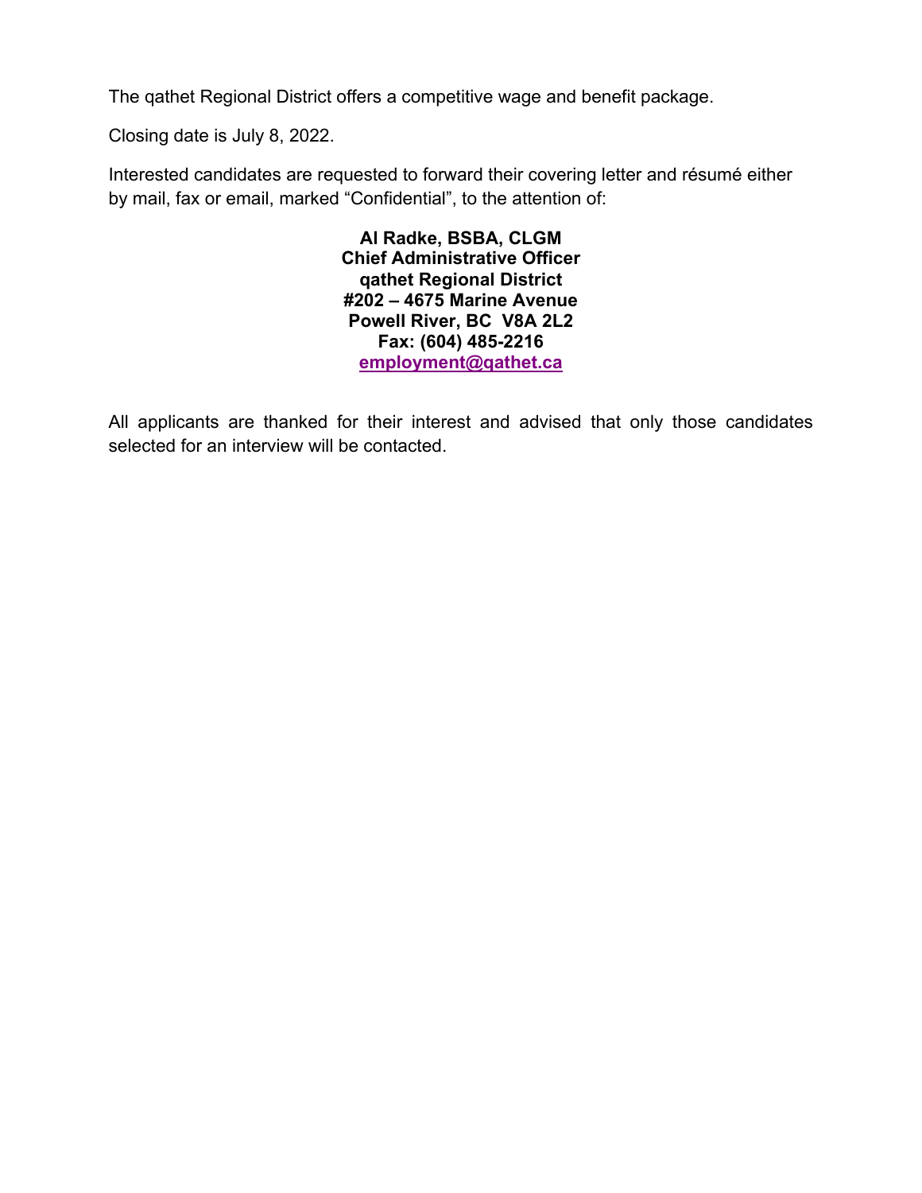The qathet Regional District offers a competitive wage and benefit package.

Closing date is July 8, 2022.

Interested candidates are requested to forward their covering letter and résumé either by mail, fax or email, marked "Confidential", to the attention of:

**Al Radke, BSBA, CLGM**
**Chief Administrative Officer**
**qathet Regional District**
**#202 – 4675 Marine Avenue**
**Powell River, BC V8A 2L2**
**Fax: (604) 485-2216**
**employment@qathet.ca**

All applicants are thanked for their interest and advised that only those candidates selected for an interview will be contacted.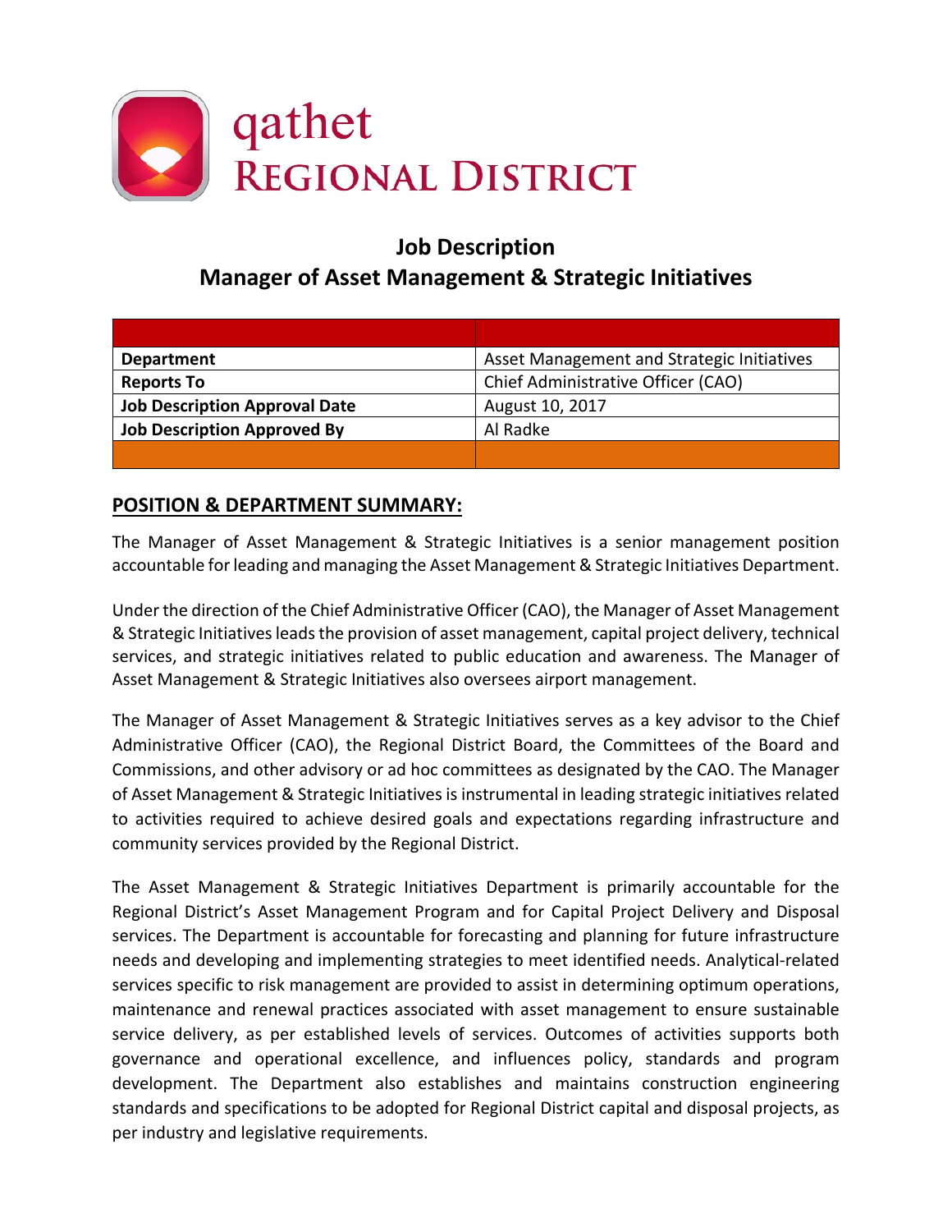# Job Description
## Manager of Asset Management & Strategic Initiatives

| | |
|---|---|
| **Department** | Asset Management and Strategic Initiatives |
| **Reports To** | Chief Administrative Officer (CAO) |
| **Job Description Approval Date** | August 10, 2017 |
| **Job Description Approved By** | Al Radke |
| | |

## POSITION & DEPARTMENT SUMMARY:

The Manager of Asset Management & Strategic Initiatives is a senior management position accountable for leading and managing the Asset Management & Strategic Initiatives Department.

Under the direction of the Chief Administrative Officer (CAO), the Manager of Asset Management & Strategic Initiatives leads the provision of asset management, capital project delivery, technical services, and strategic initiatives related to public education and awareness. The Manager of Asset Management & Strategic Initiatives also oversees airport management.

The Manager of Asset Management & Strategic Initiatives serves as a key advisor to the Chief Administrative Officer (CAO), the Regional District Board, the Committees of the Board and Commissions, and other advisory or ad hoc committees as designated by the CAO. The Manager of Asset Management & Strategic Initiatives is instrumental in leading strategic initiatives related to activities required to achieve desired goals and expectations regarding infrastructure and community services provided by the Regional District.

The Asset Management & Strategic Initiatives Department is primarily accountable for the Regional District's Asset Management Program and for Capital Project Delivery and Disposal services. The Department is accountable for forecasting and planning for future infrastructure needs and developing and implementing strategies to meet identified needs. Analytical-related services specific to risk management are provided to assist in determining optimum operations, maintenance and renewal practices associated with asset management to ensure sustainable service delivery, as per established levels of services. Outcomes of activities supports both governance and operational excellence, and influences policy, standards and program development. The Department also establishes and maintains construction engineering standards and specifications to be adopted for Regional District capital and disposal projects, as per industry and legislative requirements.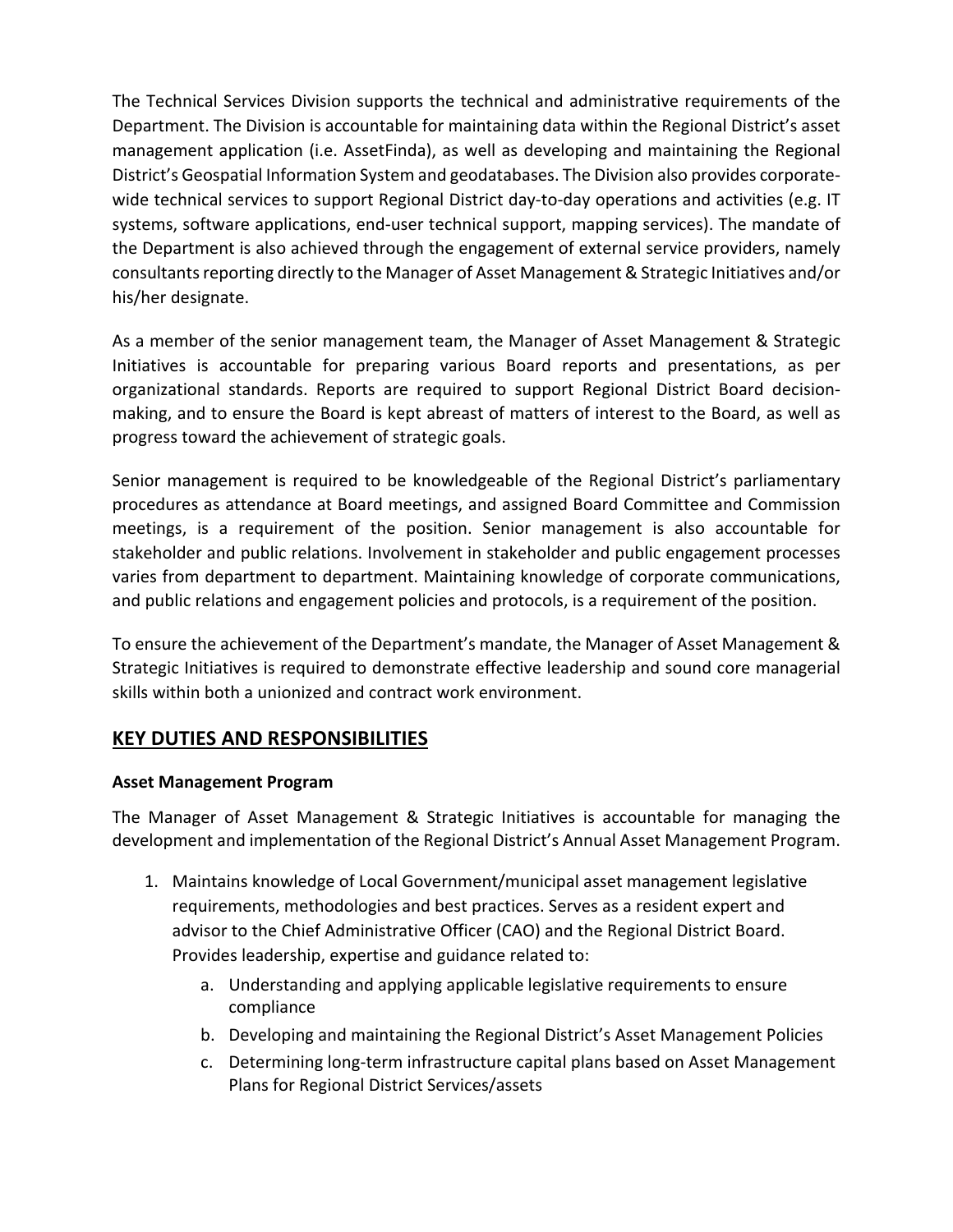The Technical Services Division supports the technical and administrative requirements of the Department. The Division is accountable for maintaining data within the Regional District's asset management application (i.e. AssetFinda), as well as developing and maintaining the Regional District's Geospatial Information System and geodatabases. The Division also provides corporate-wide technical services to support Regional District day-to-day operations and activities (e.g. IT systems, software applications, end-user technical support, mapping services). The mandate of the Department is also achieved through the engagement of external service providers, namely consultants reporting directly to the Manager of Asset Management & Strategic Initiatives and/or his/her designate.

As a member of the senior management team, the Manager of Asset Management & Strategic Initiatives is accountable for preparing various Board reports and presentations, as per organizational standards. Reports are required to support Regional District Board decision-making, and to ensure the Board is kept abreast of matters of interest to the Board, as well as progress toward the achievement of strategic goals.

Senior management is required to be knowledgeable of the Regional District's parliamentary procedures as attendance at Board meetings, and assigned Board Committee and Commission meetings, is a requirement of the position. Senior management is also accountable for stakeholder and public relations. Involvement in stakeholder and public engagement processes varies from department to department. Maintaining knowledge of corporate communications, and public relations and engagement policies and protocols, is a requirement of the position.

To ensure the achievement of the Department's mandate, the Manager of Asset Management & Strategic Initiatives is required to demonstrate effective leadership and sound core managerial skills within both a unionized and contract work environment.

## KEY DUTIES AND RESPONSIBILITIES

**Asset Management Program**

The Manager of Asset Management & Strategic Initiatives is accountable for managing the development and implementation of the Regional District's Annual Asset Management Program.

1. Maintains knowledge of Local Government/municipal asset management legislative requirements, methodologies and best practices. Serves as a resident expert and advisor to the Chief Administrative Officer (CAO) and the Regional District Board. Provides leadership, expertise and guidance related to:
   a. Understanding and applying applicable legislative requirements to ensure compliance
   b. Developing and maintaining the Regional District's Asset Management Policies
   c. Determining long-term infrastructure capital plans based on Asset Management Plans for Regional District Services/assets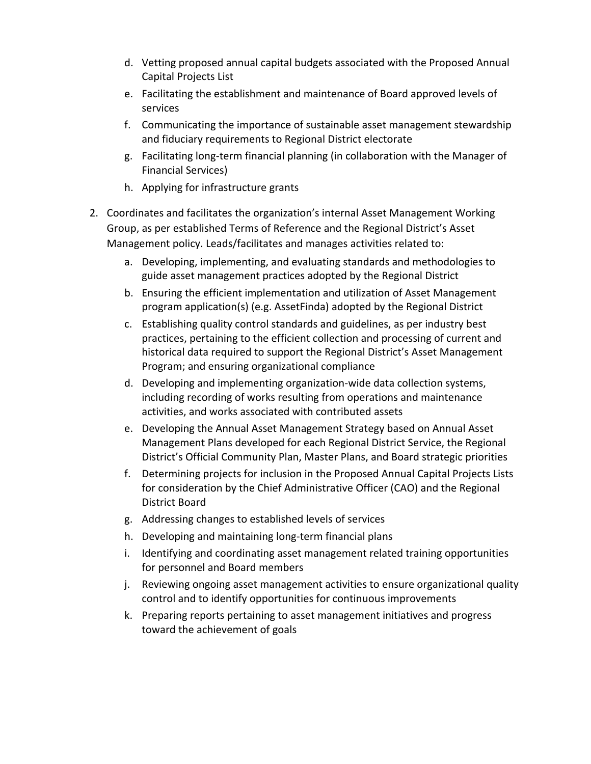d. Vetting proposed annual capital budgets associated with the Proposed Annual Capital Projects List
   e. Facilitating the establishment and maintenance of Board approved levels of services
   f. Communicating the importance of sustainable asset management stewardship and fiduciary requirements to Regional District electorate
   g. Facilitating long-term financial planning (in collaboration with the Manager of Financial Services)
   h. Applying for infrastructure grants

2. Coordinates and facilitates the organization's internal Asset Management Working Group, as per established Terms of Reference and the Regional District's Asset Management policy. Leads/facilitates and manages activities related to:
   a. Developing, implementing, and evaluating standards and methodologies to guide asset management practices adopted by the Regional District
   b. Ensuring the efficient implementation and utilization of Asset Management program application(s) (e.g. AssetFinda) adopted by the Regional District
   c. Establishing quality control standards and guidelines, as per industry best practices, pertaining to the efficient collection and processing of current and historical data required to support the Regional District's Asset Management Program; and ensuring organizational compliance
   d. Developing and implementing organization-wide data collection systems, including recording of works resulting from operations and maintenance activities, and works associated with contributed assets
   e. Developing the Annual Asset Management Strategy based on Annual Asset Management Plans developed for each Regional District Service, the Regional District's Official Community Plan, Master Plans, and Board strategic priorities
   f. Determining projects for inclusion in the Proposed Annual Capital Projects Lists for consideration by the Chief Administrative Officer (CAO) and the Regional District Board
   g. Addressing changes to established levels of services
   h. Developing and maintaining long-term financial plans
   i. Identifying and coordinating asset management related training opportunities for personnel and Board members
   j. Reviewing ongoing asset management activities to ensure organizational quality control and to identify opportunities for continuous improvements
   k. Preparing reports pertaining to asset management initiatives and progress toward the achievement of goals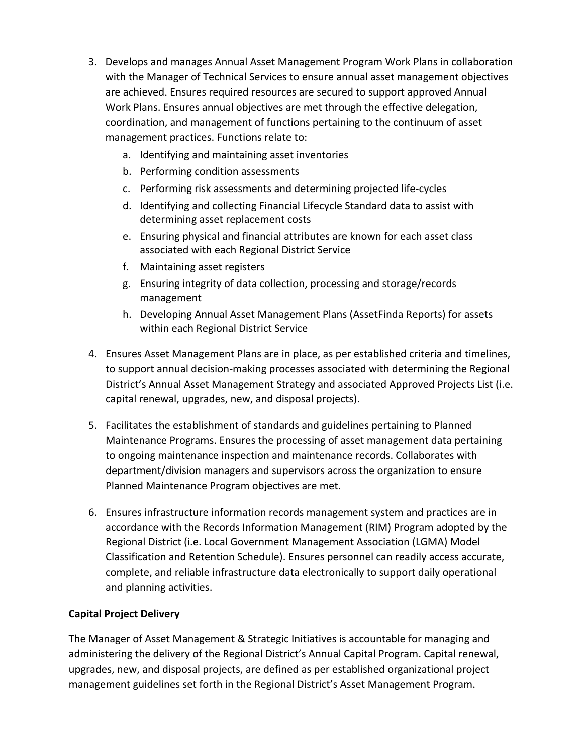3. Develops and manages Annual Asset Management Program Work Plans in collaboration with the Manager of Technical Services to ensure annual asset management objectives are achieved. Ensures required resources are secured to support approved Annual Work Plans. Ensures annual objectives are met through the effective delegation, coordination, and management of functions pertaining to the continuum of asset management practices. Functions relate to:
    a. Identifying and maintaining asset inventories
    b. Performing condition assessments
    c. Performing risk assessments and determining projected life-cycles
    d. Identifying and collecting Financial Lifecycle Standard data to assist with determining asset replacement costs
    e. Ensuring physical and financial attributes are known for each asset class associated with each Regional District Service
    f. Maintaining asset registers
    g. Ensuring integrity of data collection, processing and storage/records management
    h. Developing Annual Asset Management Plans (AssetFinda Reports) for assets within each Regional District Service

4. Ensures Asset Management Plans are in place, as per established criteria and timelines, to support annual decision-making processes associated with determining the Regional District's Annual Asset Management Strategy and associated Approved Projects List (i.e. capital renewal, upgrades, new, and disposal projects).

5. Facilitates the establishment of standards and guidelines pertaining to Planned Maintenance Programs. Ensures the processing of asset management data pertaining to ongoing maintenance inspection and maintenance records. Collaborates with department/division managers and supervisors across the organization to ensure Planned Maintenance Program objectives are met.

6. Ensures infrastructure information records management system and practices are in accordance with the Records Information Management (RIM) Program adopted by the Regional District (i.e. Local Government Management Association (LGMA) Model Classification and Retention Schedule). Ensures personnel can readily access accurate, complete, and reliable infrastructure data electronically to support daily operational and planning activities.

**Capital Project Delivery**

The Manager of Asset Management & Strategic Initiatives is accountable for managing and administering the delivery of the Regional District's Annual Capital Program. Capital renewal, upgrades, new, and disposal projects, are defined as per established organizational project management guidelines set forth in the Regional District's Asset Management Program.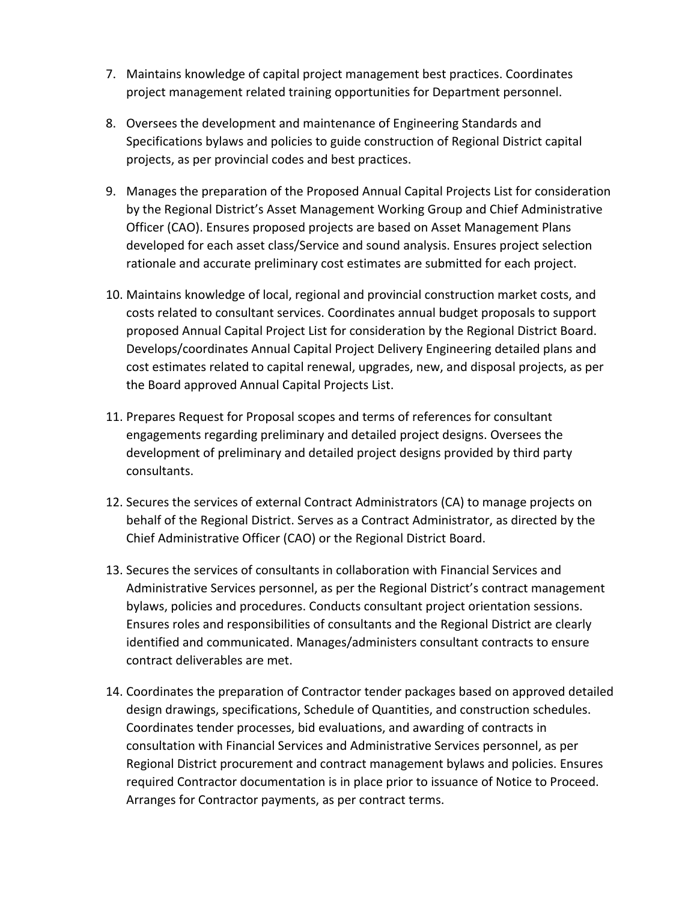7. Maintains knowledge of capital project management best practices. Coordinates project management related training opportunities for Department personnel.

8. Oversees the development and maintenance of Engineering Standards and Specifications bylaws and policies to guide construction of Regional District capital projects, as per provincial codes and best practices.

9. Manages the preparation of the Proposed Annual Capital Projects List for consideration by the Regional District's Asset Management Working Group and Chief Administrative Officer (CAO). Ensures proposed projects are based on Asset Management Plans developed for each asset class/Service and sound analysis. Ensures project selection rationale and accurate preliminary cost estimates are submitted for each project.

10. Maintains knowledge of local, regional and provincial construction market costs, and costs related to consultant services. Coordinates annual budget proposals to support proposed Annual Capital Project List for consideration by the Regional District Board. Develops/coordinates Annual Capital Project Delivery Engineering detailed plans and cost estimates related to capital renewal, upgrades, new, and disposal projects, as per the Board approved Annual Capital Projects List.

11. Prepares Request for Proposal scopes and terms of references for consultant engagements regarding preliminary and detailed project designs. Oversees the development of preliminary and detailed project designs provided by third party consultants.

12. Secures the services of external Contract Administrators (CA) to manage projects on behalf of the Regional District. Serves as a Contract Administrator, as directed by the Chief Administrative Officer (CAO) or the Regional District Board.

13. Secures the services of consultants in collaboration with Financial Services and Administrative Services personnel, as per the Regional District's contract management bylaws, policies and procedures. Conducts consultant project orientation sessions. Ensures roles and responsibilities of consultants and the Regional District are clearly identified and communicated. Manages/administers consultant contracts to ensure contract deliverables are met.

14. Coordinates the preparation of Contractor tender packages based on approved detailed design drawings, specifications, Schedule of Quantities, and construction schedules. Coordinates tender processes, bid evaluations, and awarding of contracts in consultation with Financial Services and Administrative Services personnel, as per Regional District procurement and contract management bylaws and policies. Ensures required Contractor documentation is in place prior to issuance of Notice to Proceed. Arranges for Contractor payments, as per contract terms.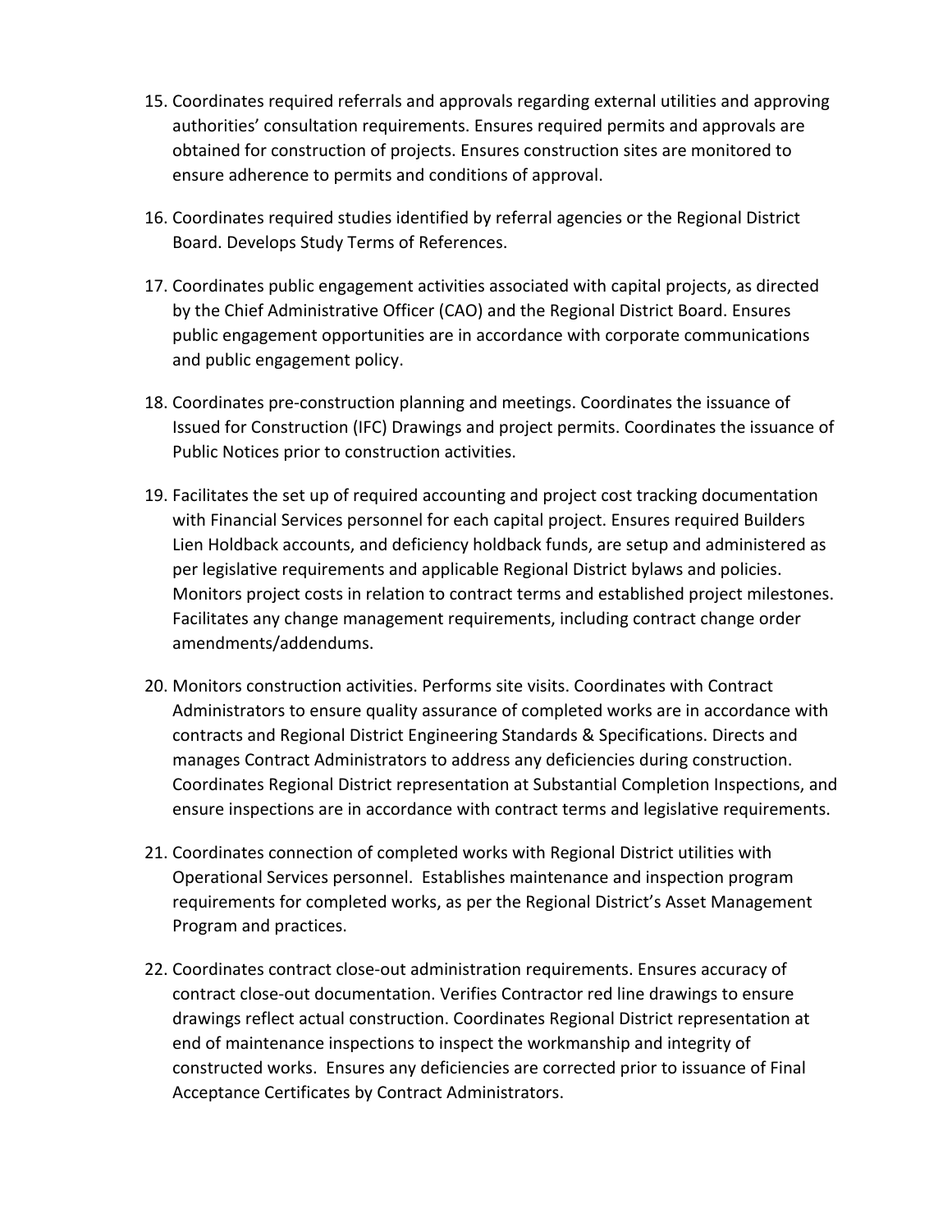15. Coordinates required referrals and approvals regarding external utilities and approving authorities' consultation requirements. Ensures required permits and approvals are obtained for construction of projects. Ensures construction sites are monitored to ensure adherence to permits and conditions of approval.

16. Coordinates required studies identified by referral agencies or the Regional District Board. Develops Study Terms of References.

17. Coordinates public engagement activities associated with capital projects, as directed by the Chief Administrative Officer (CAO) and the Regional District Board. Ensures public engagement opportunities are in accordance with corporate communications and public engagement policy.

18. Coordinates pre-construction planning and meetings. Coordinates the issuance of Issued for Construction (IFC) Drawings and project permits. Coordinates the issuance of Public Notices prior to construction activities.

19. Facilitates the set up of required accounting and project cost tracking documentation with Financial Services personnel for each capital project. Ensures required Builders Lien Holdback accounts, and deficiency holdback funds, are setup and administered as per legislative requirements and applicable Regional District bylaws and policies. Monitors project costs in relation to contract terms and established project milestones. Facilitates any change management requirements, including contract change order amendments/addendums.

20. Monitors construction activities. Performs site visits. Coordinates with Contract Administrators to ensure quality assurance of completed works are in accordance with contracts and Regional District Engineering Standards & Specifications. Directs and manages Contract Administrators to address any deficiencies during construction. Coordinates Regional District representation at Substantial Completion Inspections, and ensure inspections are in accordance with contract terms and legislative requirements.

21. Coordinates connection of completed works with Regional District utilities with Operational Services personnel. Establishes maintenance and inspection program requirements for completed works, as per the Regional District's Asset Management Program and practices.

22. Coordinates contract close-out administration requirements. Ensures accuracy of contract close-out documentation. Verifies Contractor red line drawings to ensure drawings reflect actual construction. Coordinates Regional District representation at end of maintenance inspections to inspect the workmanship and integrity of constructed works. Ensures any deficiencies are corrected prior to issuance of Final Acceptance Certificates by Contract Administrators.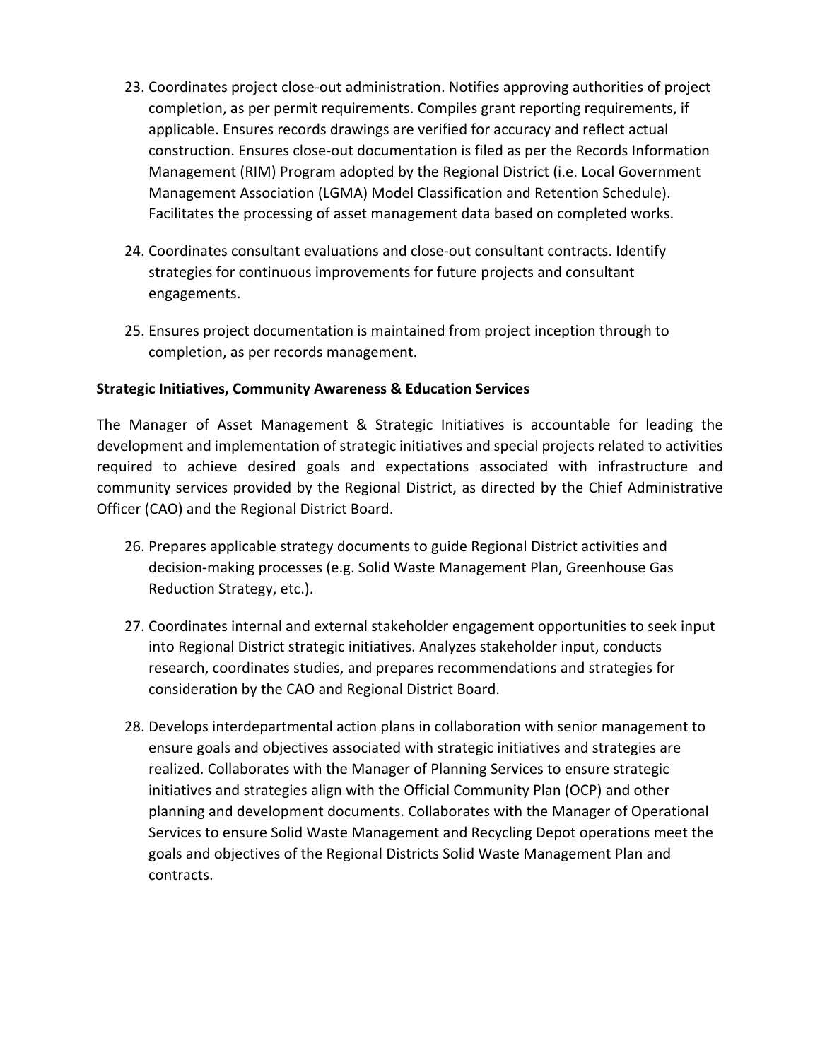23. Coordinates project close-out administration. Notifies approving authorities of project completion, as per permit requirements. Compiles grant reporting requirements, if applicable. Ensures records drawings are verified for accuracy and reflect actual construction. Ensures close-out documentation is filed as per the Records Information Management (RIM) Program adopted by the Regional District (i.e. Local Government Management Association (LGMA) Model Classification and Retention Schedule). Facilitates the processing of asset management data based on completed works.

24. Coordinates consultant evaluations and close-out consultant contracts. Identify strategies for continuous improvements for future projects and consultant engagements.

25. Ensures project documentation is maintained from project inception through to completion, as per records management.

**Strategic Initiatives, Community Awareness & Education Services**

The Manager of Asset Management & Strategic Initiatives is accountable for leading the development and implementation of strategic initiatives and special projects related to activities required to achieve desired goals and expectations associated with infrastructure and community services provided by the Regional District, as directed by the Chief Administrative Officer (CAO) and the Regional District Board.

26. Prepares applicable strategy documents to guide Regional District activities and decision-making processes (e.g. Solid Waste Management Plan, Greenhouse Gas Reduction Strategy, etc.).

27. Coordinates internal and external stakeholder engagement opportunities to seek input into Regional District strategic initiatives. Analyzes stakeholder input, conducts research, coordinates studies, and prepares recommendations and strategies for consideration by the CAO and Regional District Board.

28. Develops interdepartmental action plans in collaboration with senior management to ensure goals and objectives associated with strategic initiatives and strategies are realized. Collaborates with the Manager of Planning Services to ensure strategic initiatives and strategies align with the Official Community Plan (OCP) and other planning and development documents. Collaborates with the Manager of Operational Services to ensure Solid Waste Management and Recycling Depot operations meet the goals and objectives of the Regional Districts Solid Waste Management Plan and contracts.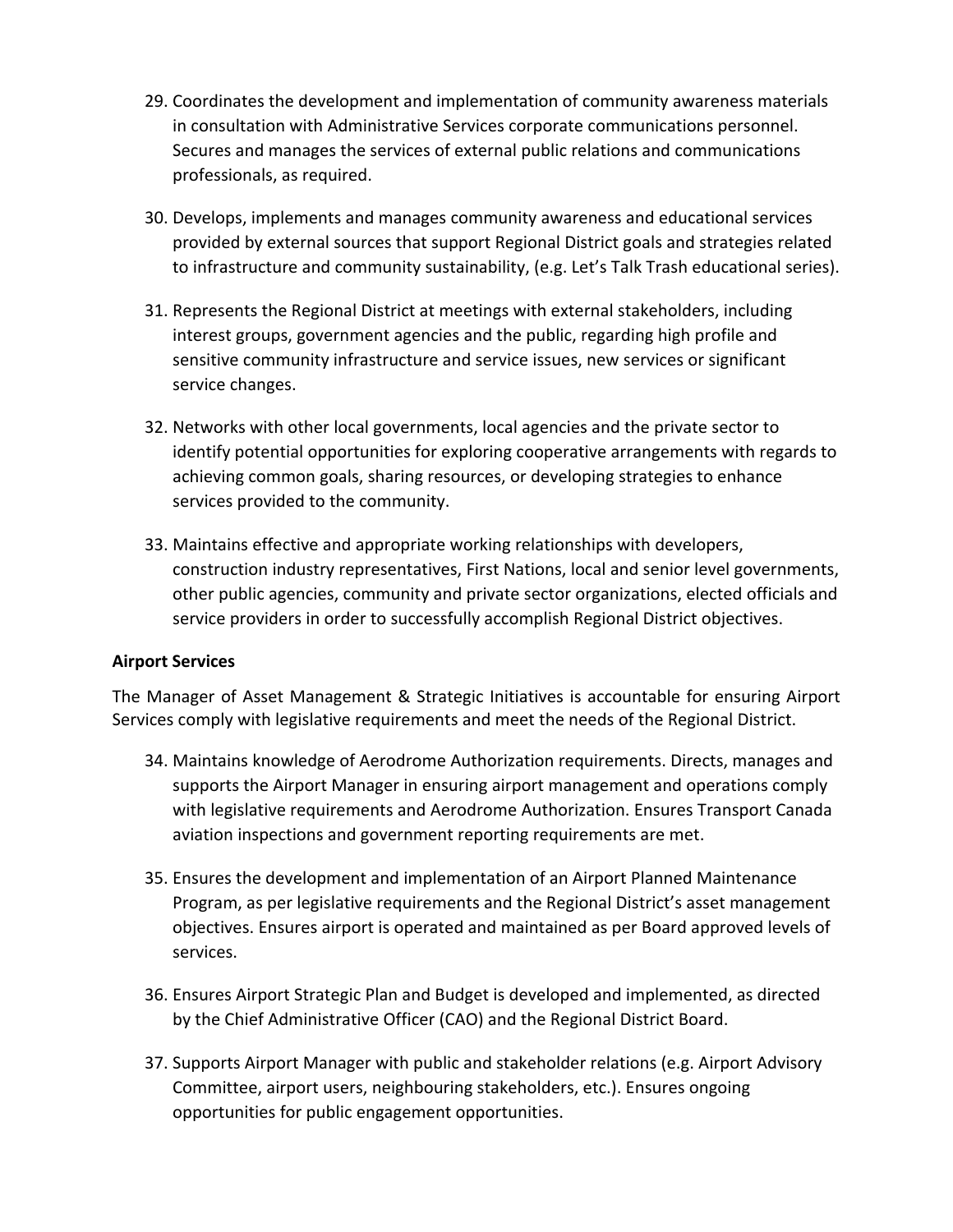29. Coordinates the development and implementation of community awareness materials in consultation with Administrative Services corporate communications personnel. Secures and manages the services of external public relations and communications professionals, as required.

30. Develops, implements and manages community awareness and educational services provided by external sources that support Regional District goals and strategies related to infrastructure and community sustainability, (e.g. Let's Talk Trash educational series).

31. Represents the Regional District at meetings with external stakeholders, including interest groups, government agencies and the public, regarding high profile and sensitive community infrastructure and service issues, new services or significant service changes.

32. Networks with other local governments, local agencies and the private sector to identify potential opportunities for exploring cooperative arrangements with regards to achieving common goals, sharing resources, or developing strategies to enhance services provided to the community.

33. Maintains effective and appropriate working relationships with developers, construction industry representatives, First Nations, local and senior level governments, other public agencies, community and private sector organizations, elected officials and service providers in order to successfully accomplish Regional District objectives.

**Airport Services**

The Manager of Asset Management & Strategic Initiatives is accountable for ensuring Airport Services comply with legislative requirements and meet the needs of the Regional District.

34. Maintains knowledge of Aerodrome Authorization requirements. Directs, manages and supports the Airport Manager in ensuring airport management and operations comply with legislative requirements and Aerodrome Authorization. Ensures Transport Canada aviation inspections and government reporting requirements are met.

35. Ensures the development and implementation of an Airport Planned Maintenance Program, as per legislative requirements and the Regional District's asset management objectives. Ensures airport is operated and maintained as per Board approved levels of services.

36. Ensures Airport Strategic Plan and Budget is developed and implemented, as directed by the Chief Administrative Officer (CAO) and the Regional District Board.

37. Supports Airport Manager with public and stakeholder relations (e.g. Airport Advisory Committee, airport users, neighbouring stakeholders, etc.). Ensures ongoing opportunities for public engagement opportunities.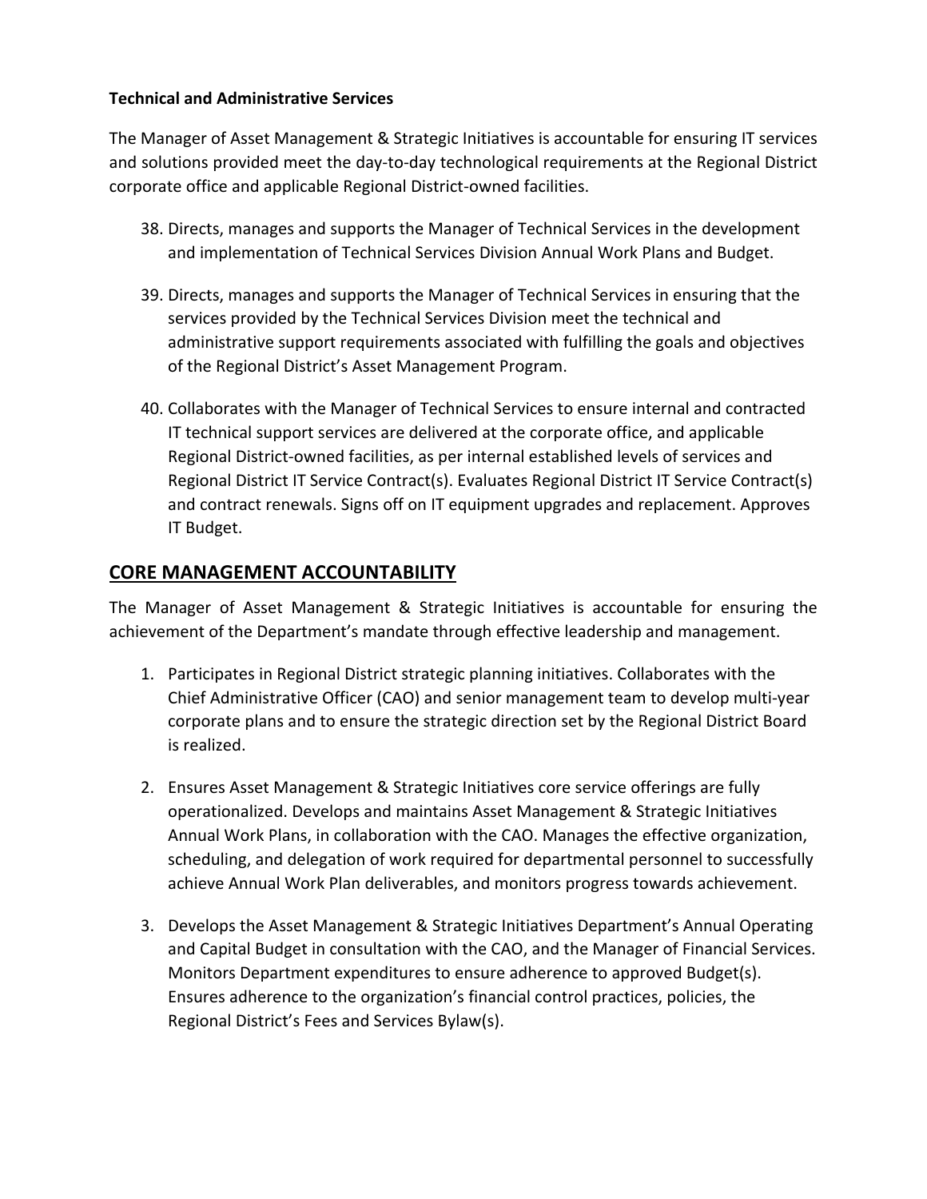**Technical and Administrative Services**

The Manager of Asset Management & Strategic Initiatives is accountable for ensuring IT services and solutions provided meet the day-to-day technological requirements at the Regional District corporate office and applicable Regional District-owned facilities.

38. Directs, manages and supports the Manager of Technical Services in the development and implementation of Technical Services Division Annual Work Plans and Budget.

39. Directs, manages and supports the Manager of Technical Services in ensuring that the services provided by the Technical Services Division meet the technical and administrative support requirements associated with fulfilling the goals and objectives of the Regional District's Asset Management Program.

40. Collaborates with the Manager of Technical Services to ensure internal and contracted IT technical support services are delivered at the corporate office, and applicable Regional District-owned facilities, as per internal established levels of services and Regional District IT Service Contract(s). Evaluates Regional District IT Service Contract(s) and contract renewals. Signs off on IT equipment upgrades and replacement. Approves IT Budget.

## CORE MANAGEMENT ACCOUNTABILITY

The Manager of Asset Management & Strategic Initiatives is accountable for ensuring the achievement of the Department's mandate through effective leadership and management.

1. Participates in Regional District strategic planning initiatives. Collaborates with the Chief Administrative Officer (CAO) and senior management team to develop multi-year corporate plans and to ensure the strategic direction set by the Regional District Board is realized.

2. Ensures Asset Management & Strategic Initiatives core service offerings are fully operationalized. Develops and maintains Asset Management & Strategic Initiatives Annual Work Plans, in collaboration with the CAO. Manages the effective organization, scheduling, and delegation of work required for departmental personnel to successfully achieve Annual Work Plan deliverables, and monitors progress towards achievement.

3. Develops the Asset Management & Strategic Initiatives Department's Annual Operating and Capital Budget in consultation with the CAO, and the Manager of Financial Services. Monitors Department expenditures to ensure adherence to approved Budget(s). Ensures adherence to the organization's financial control practices, policies, the Regional District's Fees and Services Bylaw(s).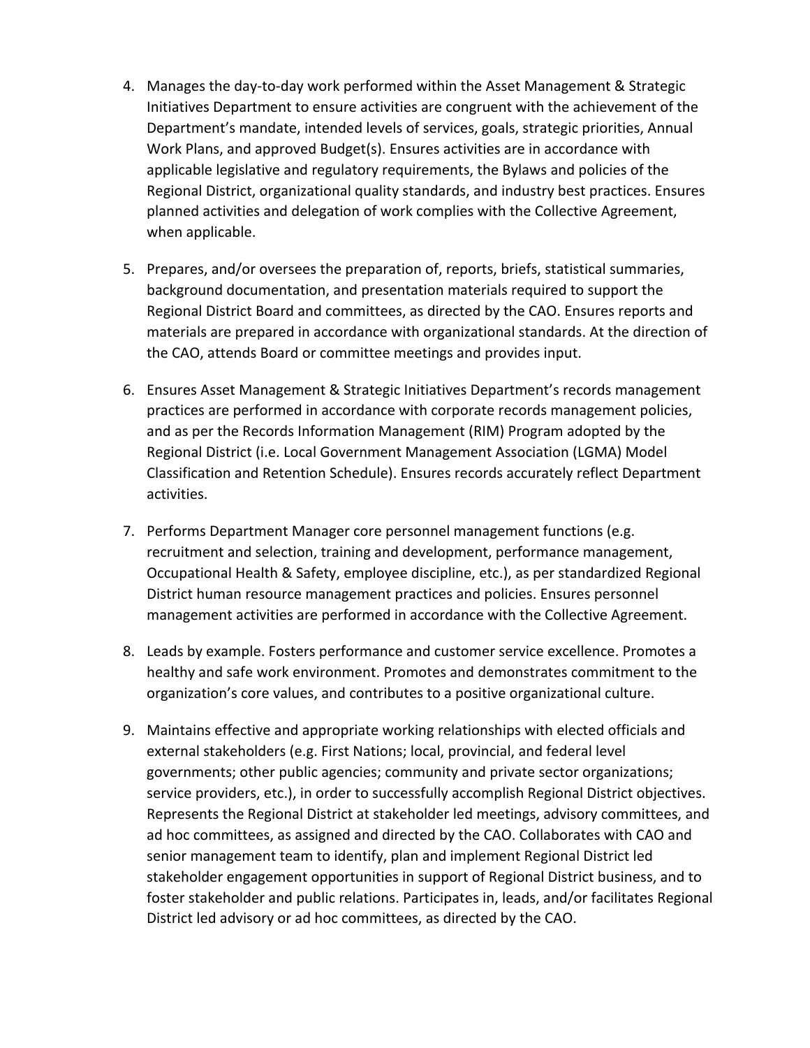4. Manages the day-to-day work performed within the Asset Management & Strategic Initiatives Department to ensure activities are congruent with the achievement of the Department's mandate, intended levels of services, goals, strategic priorities, Annual Work Plans, and approved Budget(s). Ensures activities are in accordance with applicable legislative and regulatory requirements, the Bylaws and policies of the Regional District, organizational quality standards, and industry best practices. Ensures planned activities and delegation of work complies with the Collective Agreement, when applicable.

5. Prepares, and/or oversees the preparation of, reports, briefs, statistical summaries, background documentation, and presentation materials required to support the Regional District Board and committees, as directed by the CAO. Ensures reports and materials are prepared in accordance with organizational standards. At the direction of the CAO, attends Board or committee meetings and provides input.

6. Ensures Asset Management & Strategic Initiatives Department's records management practices are performed in accordance with corporate records management policies, and as per the Records Information Management (RIM) Program adopted by the Regional District (i.e. Local Government Management Association (LGMA) Model Classification and Retention Schedule). Ensures records accurately reflect Department activities.

7. Performs Department Manager core personnel management functions (e.g. recruitment and selection, training and development, performance management, Occupational Health & Safety, employee discipline, etc.), as per standardized Regional District human resource management practices and policies. Ensures personnel management activities are performed in accordance with the Collective Agreement.

8. Leads by example. Fosters performance and customer service excellence. Promotes a healthy and safe work environment. Promotes and demonstrates commitment to the organization's core values, and contributes to a positive organizational culture.

9. Maintains effective and appropriate working relationships with elected officials and external stakeholders (e.g. First Nations; local, provincial, and federal level governments; other public agencies; community and private sector organizations; service providers, etc.), in order to successfully accomplish Regional District objectives. Represents the Regional District at stakeholder led meetings, advisory committees, and ad hoc committees, as assigned and directed by the CAO. Collaborates with CAO and senior management team to identify, plan and implement Regional District led stakeholder engagement opportunities in support of Regional District business, and to foster stakeholder and public relations. Participates in, leads, and/or facilitates Regional District led advisory or ad hoc committees, as directed by the CAO.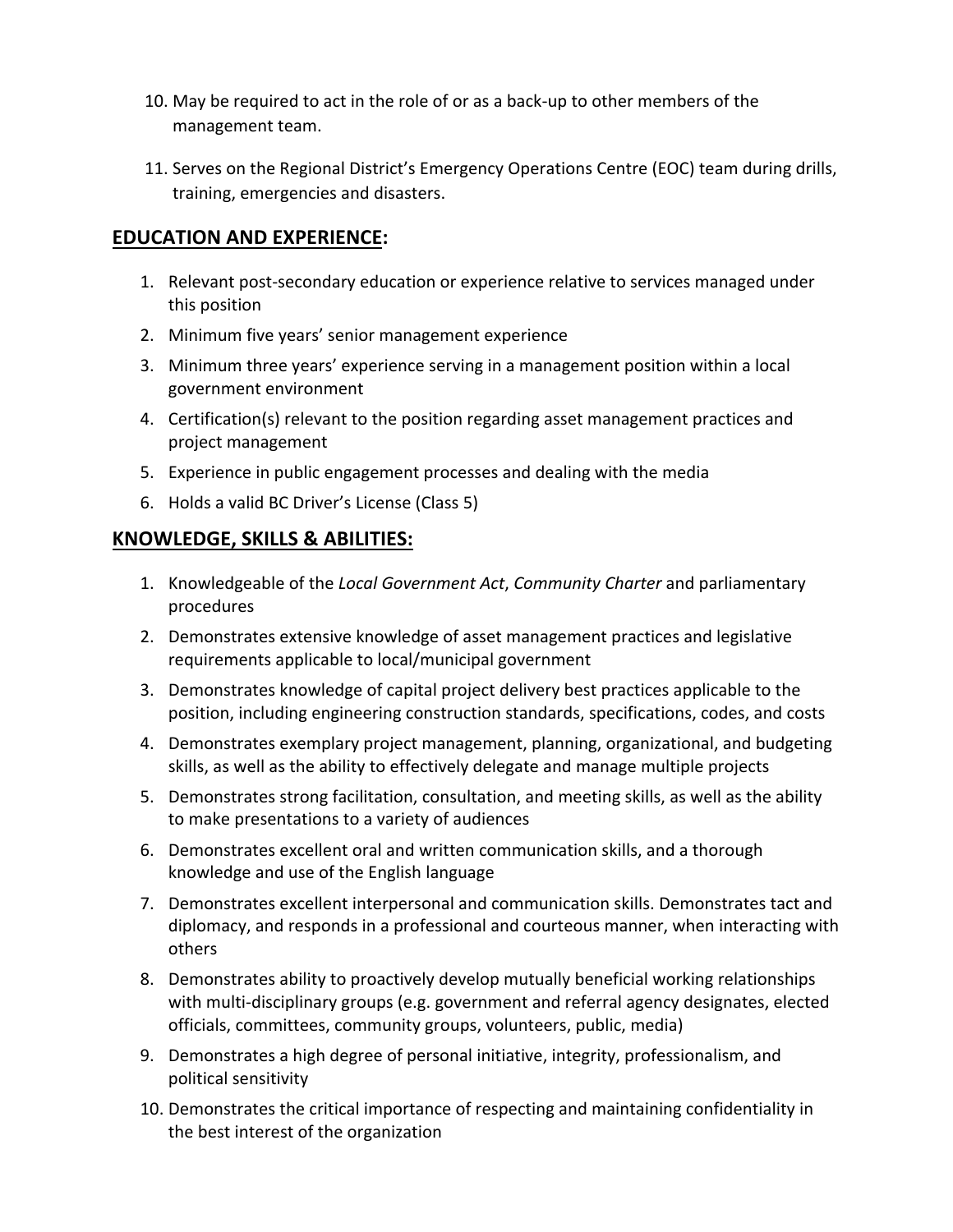10. May be required to act in the role of or as a back-up to other members of the management team.
11. Serves on the Regional District's Emergency Operations Centre (EOC) team during drills, training, emergencies and disasters.

## EDUCATION AND EXPERIENCE:

1. Relevant post-secondary education or experience relative to services managed under this position
2. Minimum five years' senior management experience
3. Minimum three years' experience serving in a management position within a local government environment
4. Certification(s) relevant to the position regarding asset management practices and project management
5. Experience in public engagement processes and dealing with the media
6. Holds a valid BC Driver's License (Class 5)

## KNOWLEDGE, SKILLS & ABILITIES:

1. Knowledgeable of the *Local Government Act*, *Community Charter* and parliamentary procedures
2. Demonstrates extensive knowledge of asset management practices and legislative requirements applicable to local/municipal government
3. Demonstrates knowledge of capital project delivery best practices applicable to the position, including engineering construction standards, specifications, codes, and costs
4. Demonstrates exemplary project management, planning, organizational, and budgeting skills, as well as the ability to effectively delegate and manage multiple projects
5. Demonstrates strong facilitation, consultation, and meeting skills, as well as the ability to make presentations to a variety of audiences
6. Demonstrates excellent oral and written communication skills, and a thorough knowledge and use of the English language
7. Demonstrates excellent interpersonal and communication skills. Demonstrates tact and diplomacy, and responds in a professional and courteous manner, when interacting with others
8. Demonstrates ability to proactively develop mutually beneficial working relationships with multi-disciplinary groups (e.g. government and referral agency designates, elected officials, committees, community groups, volunteers, public, media)
9. Demonstrates a high degree of personal initiative, integrity, professionalism, and political sensitivity
10. Demonstrates the critical importance of respecting and maintaining confidentiality in the best interest of the organization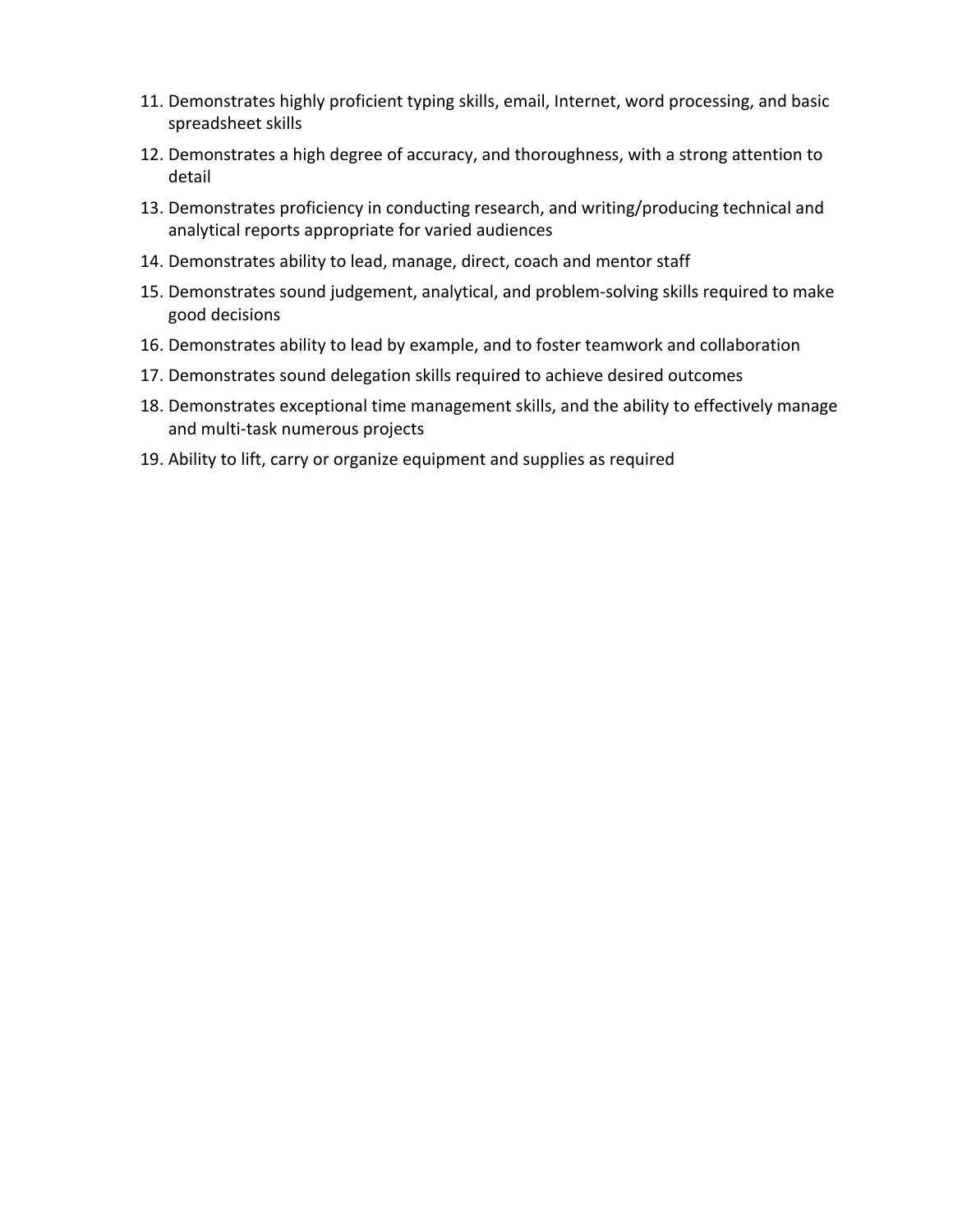11. Demonstrates highly proficient typing skills, email, Internet, word processing, and basic spreadsheet skills
12. Demonstrates a high degree of accuracy, and thoroughness, with a strong attention to detail
13. Demonstrates proficiency in conducting research, and writing/producing technical and analytical reports appropriate for varied audiences
14. Demonstrates ability to lead, manage, direct, coach and mentor staff
15. Demonstrates sound judgement, analytical, and problem-solving skills required to make good decisions
16. Demonstrates ability to lead by example, and to foster teamwork and collaboration
17. Demonstrates sound delegation skills required to achieve desired outcomes
18. Demonstrates exceptional time management skills, and the ability to effectively manage and multi-task numerous projects
19. Ability to lift, carry or organize equipment and supplies as required